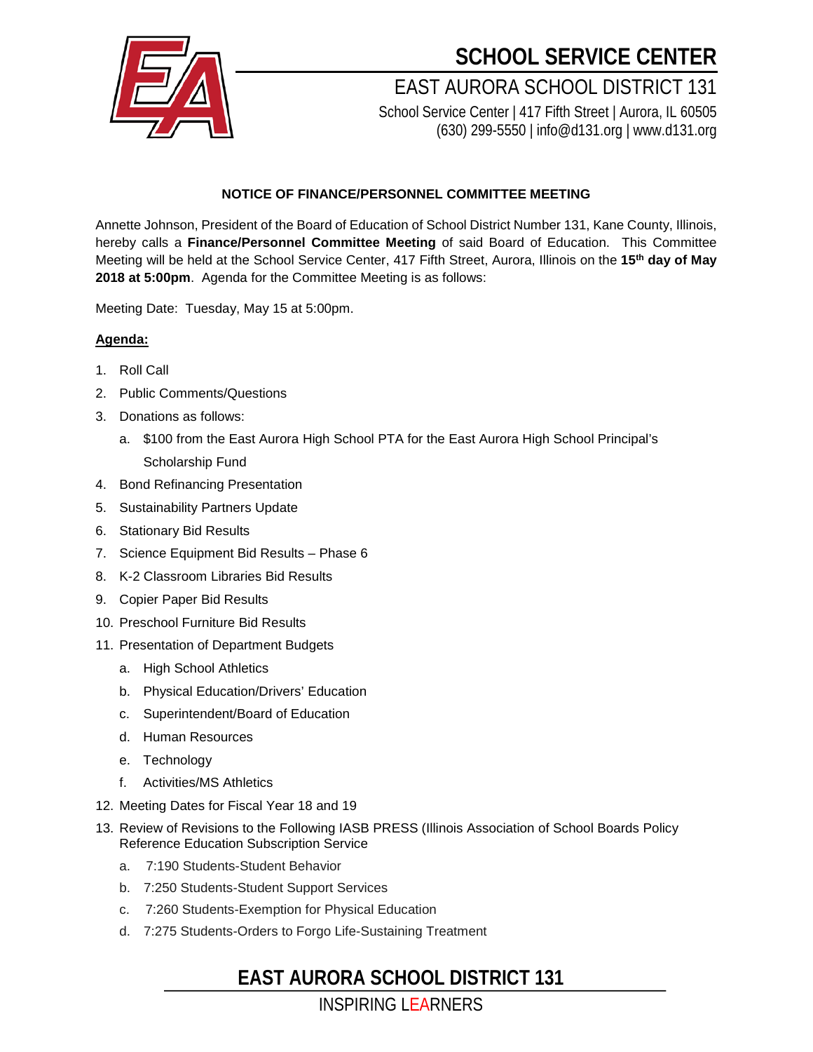# SCHOOL SERVICE CENTER

EAST AURORA SCHOOL DISTRICT 131

School Service Center | 417 Fifth Street | Aurora, IL 60505
(630) 299-5550 | info@d131.org | www.d131.org

**NOTICE OF FINANCE/PERSONNEL COMMITTEE MEETING**

Annette Johnson, President of the Board of Education of School District Number 131, Kane County, Illinois, hereby calls a **Finance/Personnel Committee Meeting** of said Board of Education. This Committee Meeting will be held at the School Service Center, 417 Fifth Street, Aurora, Illinois on the **15th day of May 2018 at 5:00pm**. Agenda for the Committee Meeting is as follows:

Meeting Date: Tuesday, May 15 at 5:00pm.

**Agenda:**

1. Roll Call
2. Public Comments/Questions
3. Donations as follows:
   a. $100 from the East Aurora High School PTA for the East Aurora High School Principal's Scholarship Fund
4. Bond Refinancing Presentation
5. Sustainability Partners Update
6. Stationary Bid Results
7. Science Equipment Bid Results – Phase 6
8. K-2 Classroom Libraries Bid Results
9. Copier Paper Bid Results
10. Preschool Furniture Bid Results
11. Presentation of Department Budgets
    a. High School Athletics
    b. Physical Education/Drivers' Education
    c. Superintendent/Board of Education
    d. Human Resources
    e. Technology
    f. Activities/MS Athletics
12. Meeting Dates for Fiscal Year 18 and 19
13. Review of Revisions to the Following IASB PRESS (Illinois Association of School Boards Policy Reference Education Subscription Service
    a. 7:190 Students-Student Behavior
    b. 7:250 Students-Student Support Services
    c. 7:260 Students-Exemption for Physical Education
    d. 7:275 Students-Orders to Forgo Life-Sustaining Treatment

**EAST AURORA SCHOOL DISTRICT 131**

INSPIRING LEARNERS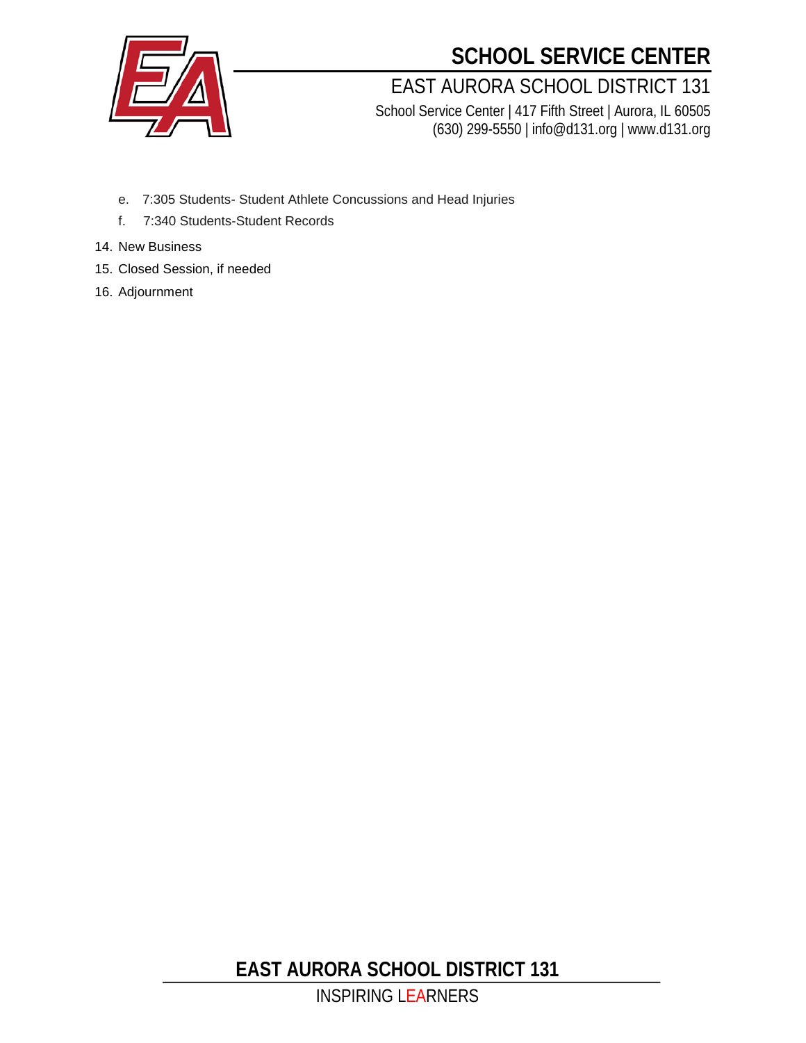e. 7:305 Students- Student Athlete Concussions and Head Injuries

f. 7:340 Students-Student Records

14. New Business
15. Closed Session, if needed
16. Adjournment